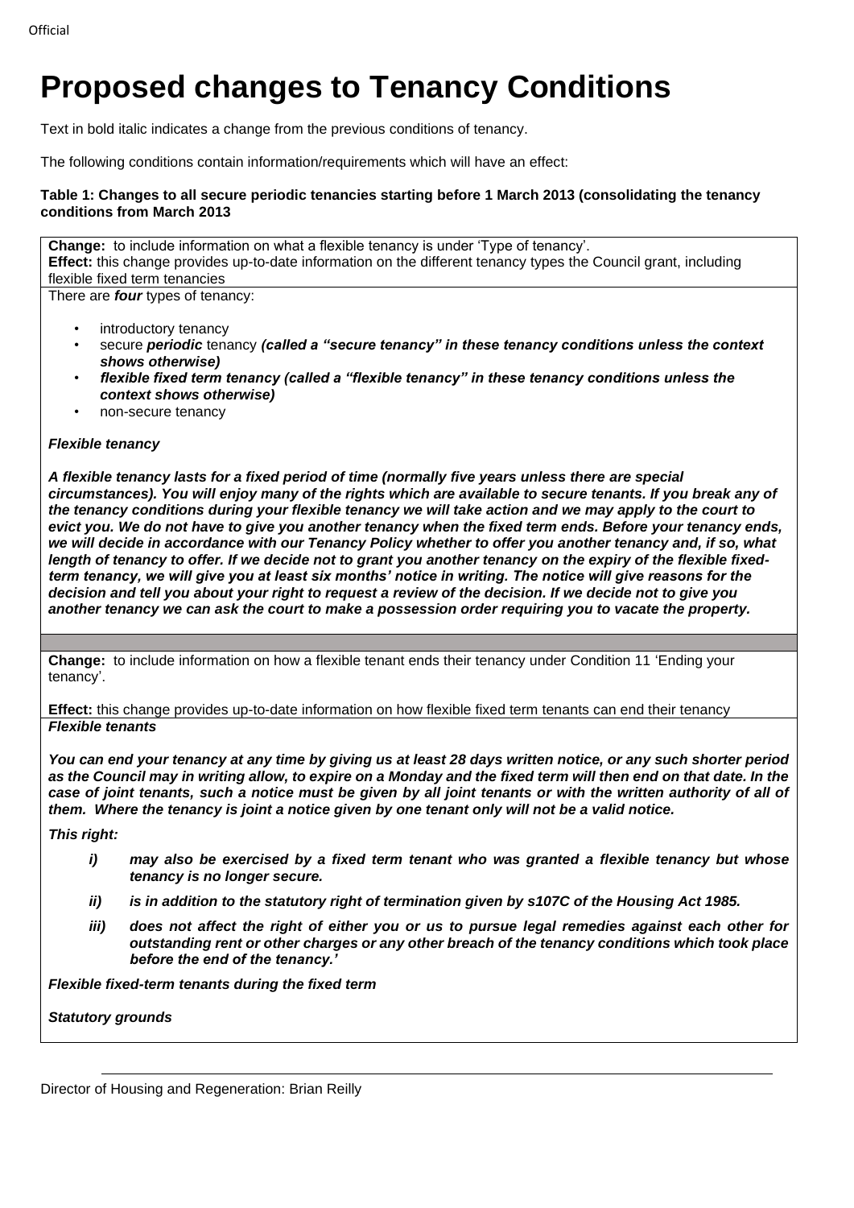# Proposed changes to Tenancy Conditions

Text in bold italic indicates a change from the previous conditions of tenancy.

The following conditions contain information/requirements which will have an effect:

**Table 1: Changes to all secure periodic tenancies starting before 1 March 2013 (consolidating the tenancy conditions from March 2013**

**Change:** to include information on what a flexible tenancy is under 'Type of tenancy'.
**Effect:** this change provides up-to-date information on the different tenancy types the Council grant, including flexible fixed term tenancies

There are ***four*** types of tenancy:

- introductory tenancy
- secure ***periodic*** tenancy ***(called a "secure tenancy" in these tenancy conditions unless the context shows otherwise)***
- ***flexible fixed term tenancy (called a "flexible tenancy" in these tenancy conditions unless the context shows otherwise)***
- non-secure tenancy

***Flexible tenancy***

***A flexible tenancy lasts for a fixed period of time (normally five years unless there are special circumstances). You will enjoy many of the rights which are available to secure tenants. If you break any of the tenancy conditions during your flexible tenancy we will take action and we may apply to the court to evict you. We do not have to give you another tenancy when the fixed term ends. Before your tenancy ends, we will decide in accordance with our Tenancy Policy whether to offer you another tenancy and, if so, what length of tenancy to offer. If we decide not to grant you another tenancy on the expiry of the flexible fixed-term tenancy, we will give you at least six months' notice in writing. The notice will give reasons for the decision and tell you about your right to request a review of the decision. If we decide not to give you another tenancy we can ask the court to make a possession order requiring you to vacate the property.***

**Change:** to include information on how a flexible tenant ends their tenancy under Condition 11 'Ending your tenancy'.

**Effect:** this change provides up-to-date information on how flexible fixed term tenants can end their tenancy

***Flexible tenants***

***You can end your tenancy at any time by giving us at least 28 days written notice, or any such shorter period as the Council may in writing allow, to expire on a Monday and the fixed term will then end on that date. In the case of joint tenants, such a notice must be given by all joint tenants or with the written authority of all of them. Where the tenancy is joint a notice given by one tenant only will not be a valid notice.***

***This right:***

- ***i) may also be exercised by a fixed term tenant who was granted a flexible tenancy but whose tenancy is no longer secure.***
- ***ii) is in addition to the statutory right of termination given by s107C of the Housing Act 1985.***
- ***iii) does not affect the right of either you or us to pursue legal remedies against each other for outstanding rent or other charges or any other breach of the tenancy conditions which took place before the end of the tenancy.'***

***Flexible fixed-term tenants during the fixed term***

***Statutory grounds***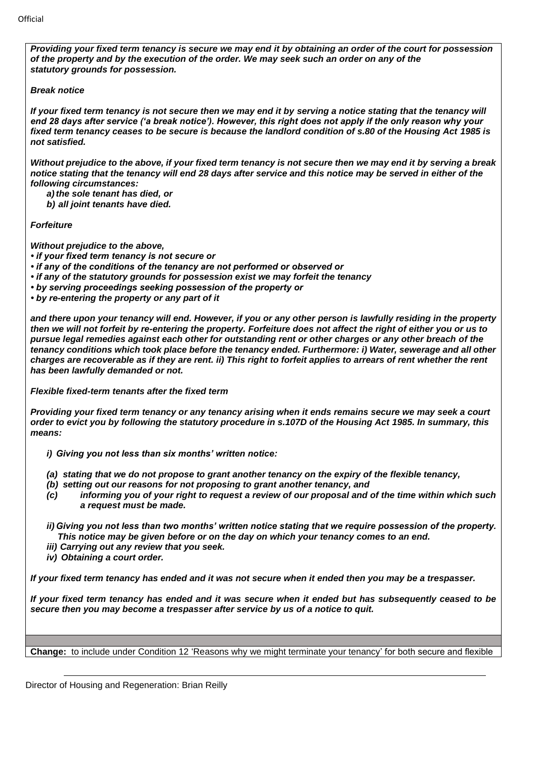*Providing your fixed term tenancy is secure we may end it by obtaining an order of the court for possession of the property and by the execution of the order. We may seek such an order on any of the statutory grounds for possession.*

***Break notice***

***If your fixed term tenancy is not secure then we may end it by serving a notice stating that the tenancy will end 28 days after service ('a break notice'). However, this right does not apply if the only reason why your fixed term tenancy ceases to be secure is because the landlord condition of s.80 of the Housing Act 1985 is not satisfied.***

***Without prejudice to the above, if your fixed term tenancy is not secure then we may end it by serving a break notice stating that the tenancy will end 28 days after service and this notice may be served in either of the following circumstances:***

- ***a) the sole tenant has died, or***
- ***b) all joint tenants have died.***

***Forfeiture***

***Without prejudice to the above,***

- ***if your fixed term tenancy is not secure or***
- ***if any of the conditions of the tenancy are not performed or observed or***
- ***if any of the statutory grounds for possession exist we may forfeit the tenancy***
- ***by serving proceedings seeking possession of the property or***
- ***by re-entering the property or any part of it***

***and there upon your tenancy will end. However, if you or any other person is lawfully residing in the property then we will not forfeit by re-entering the property. Forfeiture does not affect the right of either you or us to pursue legal remedies against each other for outstanding rent or other charges or any other breach of the tenancy conditions which took place before the tenancy ended. Furthermore: i) Water, sewerage and all other charges are recoverable as if they are rent. ii) This right to forfeit applies to arrears of rent whether the rent has been lawfully demanded or not.***

***Flexible fixed-term tenants after the fixed term***

***Providing your fixed term tenancy or any tenancy arising when it ends remains secure we may seek a court order to evict you by following the statutory procedure in s.107D of the Housing Act 1985. In summary, this means:***

***i) Giving you not less than six months' written notice:***

- ***(a) stating that we do not propose to grant another tenancy on the expiry of the flexible tenancy,***
- ***(b) setting out our reasons for not proposing to grant another tenancy, and***
- ***(c) informing you of your right to request a review of our proposal and of the time within which such a request must be made.***

***ii) Giving you not less than two months' written notice stating that we require possession of the property. This notice may be given before or on the day on which your tenancy comes to an end.***

***iii) Carrying out any review that you seek.***

***iv) Obtaining a court order.***

***If your fixed term tenancy has ended and it was not secure when it ended then you may be a trespasser.***

***If your fixed term tenancy has ended and it was secure when it ended but has subsequently ceased to be secure then you may become a trespasser after service by us of a notice to quit.***

**Change:** to include under Condition 12 'Reasons why we might terminate your tenancy' for both secure and flexible

Director of Housing and Regeneration: Brian Reilly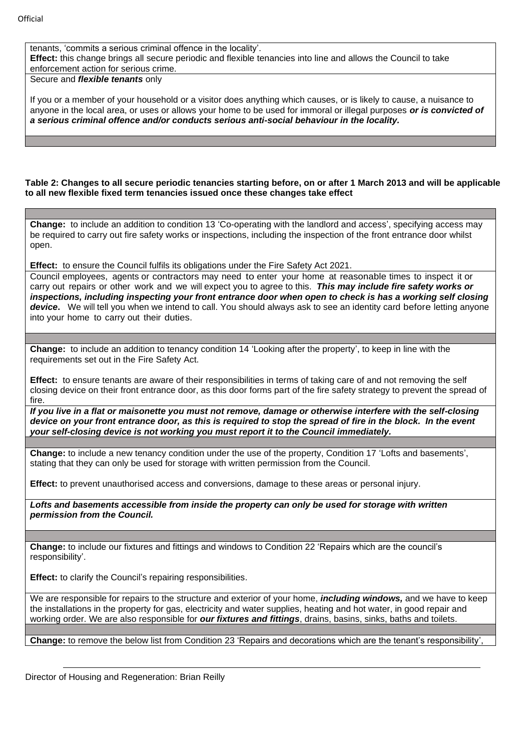tenants, 'commits a serious criminal offence in the locality'.
**Effect:** this change brings all secure periodic and flexible tenancies into line and allows the Council to take enforcement action for serious crime.

Secure and ***flexible tenants*** only

If you or a member of your household or a visitor does anything which causes, or is likely to cause, a nuisance to anyone in the local area, or uses or allows your home to be used for immoral or illegal purposes ***or is convicted of a serious criminal offence and/or conducts serious anti-social behaviour in the locality.***

**Table 2: Changes to all secure periodic tenancies starting before, on or after 1 March 2013 and will be applicable to all new flexible fixed term tenancies issued once these changes take effect**

**Change:** to include an addition to condition 13 'Co-operating with the landlord and access', specifying access may be required to carry out fire safety works or inspections, including the inspection of the front entrance door whilst open.

**Effect:** to ensure the Council fulfils its obligations under the Fire Safety Act 2021.

Council employees, agents or contractors may need to enter your home at reasonable times to inspect it or carry out repairs or other work and we will expect you to agree to this. ***This may include fire safety works or inspections, including inspecting your front entrance door when open to check is has a working self closing device***. We will tell you when we intend to call. You should always ask to see an identity card before letting anyone into your home to carry out their duties.

**Change:** to include an addition to tenancy condition 14 'Looking after the property', to keep in line with the requirements set out in the Fire Safety Act.

**Effect:** to ensure tenants are aware of their responsibilities in terms of taking care of and not removing the self closing device on their front entrance door, as this door forms part of the fire safety strategy to prevent the spread of fire.

***If you live in a flat or maisonette you must not remove, damage or otherwise interfere with the self-closing device on your front entrance door, as this is required to stop the spread of fire in the block. In the event your self-closing device is not working you must report it to the Council immediately.***

**Change:** to include a new tenancy condition under the use of the property, Condition 17 'Lofts and basements', stating that they can only be used for storage with written permission from the Council.

**Effect:** to prevent unauthorised access and conversions, damage to these areas or personal injury.

***Lofts and basements accessible from inside the property can only be used for storage with written permission from the Council.***

**Change:** to include our fixtures and fittings and windows to Condition 22 'Repairs which are the council's responsibility'.

**Effect:** to clarify the Council's repairing responsibilities.

We are responsible for repairs to the structure and exterior of your home, ***including windows,*** and we have to keep the installations in the property for gas, electricity and water supplies, heating and hot water, in good repair and working order. We are also responsible for ***our fixtures and fittings***, drains, basins, sinks, baths and toilets.

**Change:** to remove the below list from Condition 23 'Repairs and decorations which are the tenant's responsibility',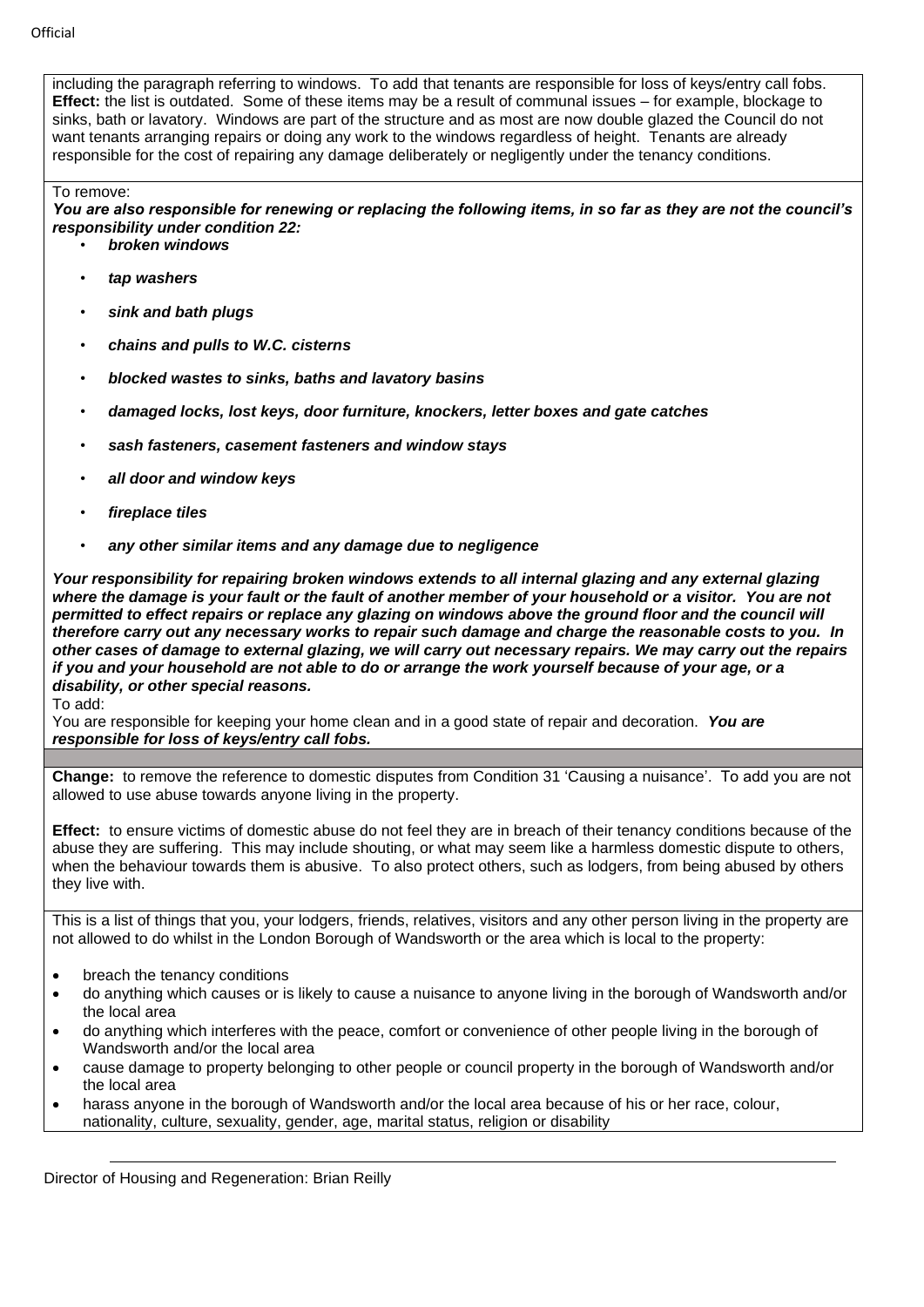including the paragraph referring to windows. To add that tenants are responsible for loss of keys/entry call fobs.
**Effect:** the list is outdated. Some of these items may be a result of communal issues – for example, blockage to sinks, bath or lavatory. Windows are part of the structure and as most are now double glazed the Council do not want tenants arranging repairs or doing any work to the windows regardless of height. Tenants are already responsible for the cost of repairing any damage deliberately or negligently under the tenancy conditions.

To remove:

***You are also responsible for renewing or replacing the following items, in so far as they are not the council's responsibility under condition 22:***

- ***broken windows***
- ***tap washers***
- ***sink and bath plugs***
- ***chains and pulls to W.C. cisterns***
- ***blocked wastes to sinks, baths and lavatory basins***
- ***damaged locks, lost keys, door furniture, knockers, letter boxes and gate catches***
- ***sash fasteners, casement fasteners and window stays***
- ***all door and window keys***
- ***fireplace tiles***
- ***any other similar items and any damage due to negligence***

***Your responsibility for repairing broken windows extends to all internal glazing and any external glazing where the damage is your fault or the fault of another member of your household or a visitor. You are not permitted to effect repairs or replace any glazing on windows above the ground floor and the council will therefore carry out any necessary works to repair such damage and charge the reasonable costs to you. In other cases of damage to external glazing, we will carry out necessary repairs. We may carry out the repairs if you and your household are not able to do or arrange the work yourself because of your age, or a disability, or other special reasons.***

To add:

You are responsible for keeping your home clean and in a good state of repair and decoration. ***You are responsible for loss of keys/entry call fobs.***

**Change:** to remove the reference to domestic disputes from Condition 31 'Causing a nuisance'. To add you are not allowed to use abuse towards anyone living in the property.

**Effect:** to ensure victims of domestic abuse do not feel they are in breach of their tenancy conditions because of the abuse they are suffering. This may include shouting, or what may seem like a harmless domestic dispute to others, when the behaviour towards them is abusive. To also protect others, such as lodgers, from being abused by others they live with.

This is a list of things that you, your lodgers, friends, relatives, visitors and any other person living in the property are not allowed to do whilst in the London Borough of Wandsworth or the area which is local to the property:

- breach the tenancy conditions
- do anything which causes or is likely to cause a nuisance to anyone living in the borough of Wandsworth and/or the local area
- do anything which interferes with the peace, comfort or convenience of other people living in the borough of Wandsworth and/or the local area
- cause damage to property belonging to other people or council property in the borough of Wandsworth and/or the local area
- harass anyone in the borough of Wandsworth and/or the local area because of his or her race, colour, nationality, culture, sexuality, gender, age, marital status, religion or disability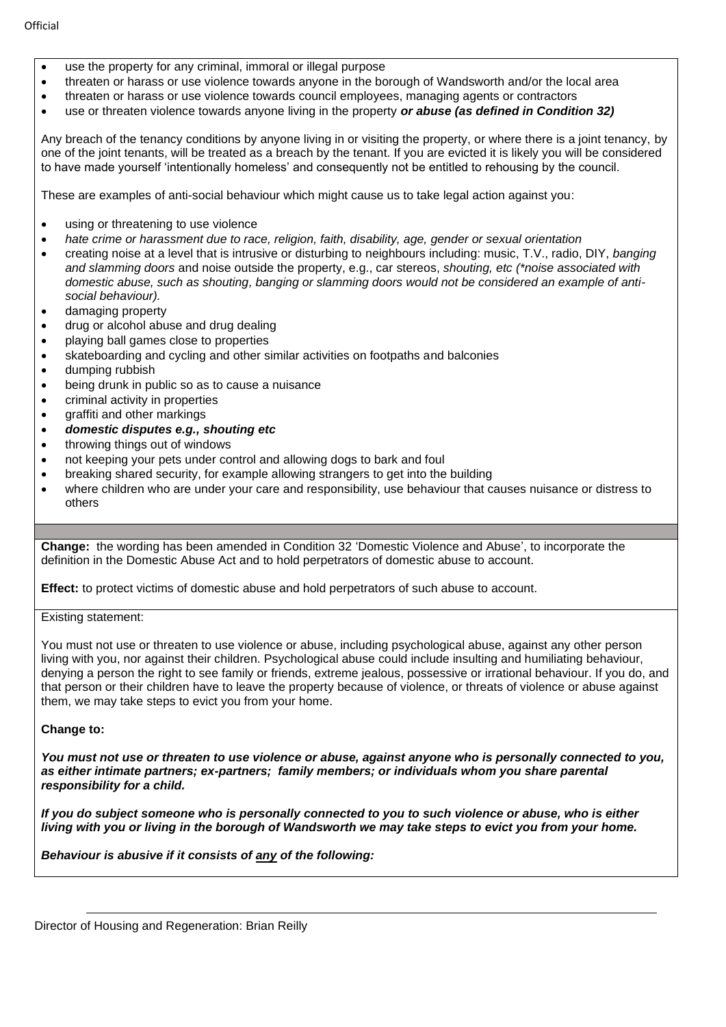- use the property for any criminal, immoral or illegal purpose
- threaten or harass or use violence towards anyone in the borough of Wandsworth and/or the local area
- threaten or harass or use violence towards council employees, managing agents or contractors
- use or threaten violence towards anyone living in the property ***or abuse (as defined in Condition 32)***

Any breach of the tenancy conditions by anyone living in or visiting the property, or where there is a joint tenancy, by one of the joint tenants, will be treated as a breach by the tenant. If you are evicted it is likely you will be considered to have made yourself 'intentionally homeless' and consequently not be entitled to rehousing by the council.

These are examples of anti-social behaviour which might cause us to take legal action against you:

- using or threatening to use violence
- *hate crime or harassment due to race, religion, faith, disability, age, gender or sexual orientation*
- creating noise at a level that is intrusive or disturbing to neighbours including: music, T.V., radio, DIY, *banging and slamming doors* and noise outside the property, e.g., car stereos, *shouting, etc (*noise associated with domestic abuse, such as shouting, banging or slamming doors would not be considered an example of anti-social behaviour).*
- damaging property
- drug or alcohol abuse and drug dealing
- playing ball games close to properties
- skateboarding and cycling and other similar activities on footpaths and balconies
- dumping rubbish
- being drunk in public so as to cause a nuisance
- criminal activity in properties
- graffiti and other markings
- ***domestic disputes e.g., shouting etc***
- throwing things out of windows
- not keeping your pets under control and allowing dogs to bark and foul
- breaking shared security, for example allowing strangers to get into the building
- where children who are under your care and responsibility, use behaviour that causes nuisance or distress to others

**Change:** the wording has been amended in Condition 32 'Domestic Violence and Abuse', to incorporate the definition in the Domestic Abuse Act and to hold perpetrators of domestic abuse to account.

**Effect:** to protect victims of domestic abuse and hold perpetrators of such abuse to account.

Existing statement:

You must not use or threaten to use violence or abuse, including psychological abuse, against any other person living with you, nor against their children. Psychological abuse could include insulting and humiliating behaviour, denying a person the right to see family or friends, extreme jealous, possessive or irrational behaviour. If you do, and that person or their children have to leave the property because of violence, or threats of violence or abuse against them, we may take steps to evict you from your home.

**Change to:**

***You must not use or threaten to use violence or abuse, against anyone who is personally connected to you, as either intimate partners; ex-partners; family members; or individuals whom you share parental responsibility for a child.***

***If you do subject someone who is personally connected to you to such violence or abuse, who is either living with you or living in the borough of Wandsworth we may take steps to evict you from your home.***

***Behaviour is abusive if it consists of <u>any</u> of the following:***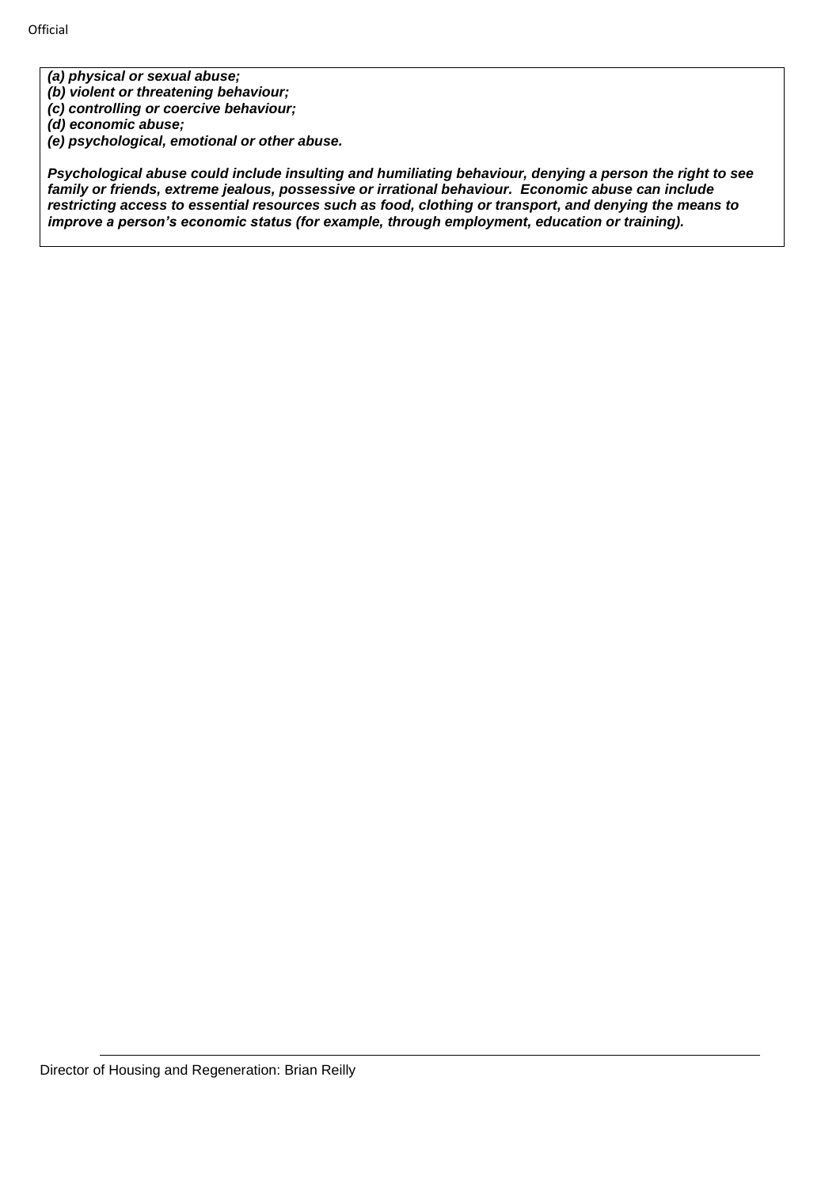***(a) physical or sexual abuse;***
***(b) violent or threatening behaviour;***
***(c) controlling or coercive behaviour;***
***(d) economic abuse;***
***(e) psychological, emotional or other abuse.***

***Psychological abuse could include insulting and humiliating behaviour, denying a person the right to see family or friends, extreme jealous, possessive or irrational behaviour. Economic abuse can include restricting access to essential resources such as food, clothing or transport, and denying the means to improve a person's economic status (for example, through employment, education or training).***

Director of Housing and Regeneration: Brian Reilly